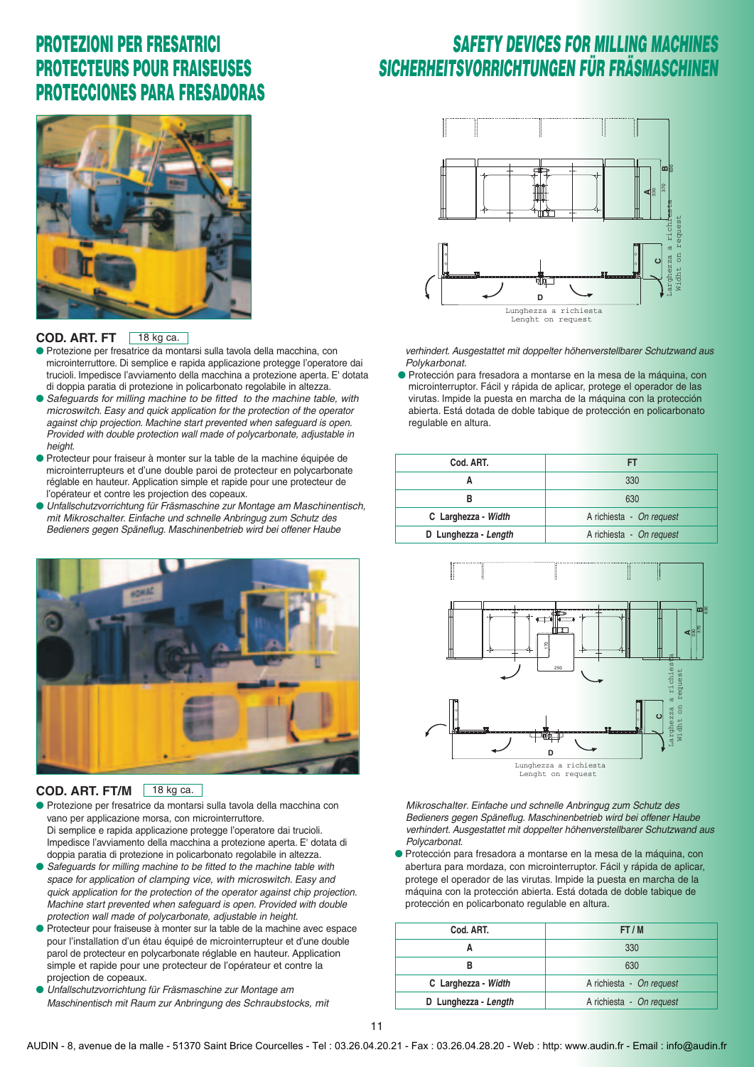# PROTEZIONI PER FRESATRICI
# PROTECTEURS POUR FRAISEUSES
# PROTECCIONES PARA FRESADORAS

# SAFETY DEVICES FOR MILLING MACHINES
# SICHERHEITSVORRICHTUNGEN FÜR FRÄSMASCHINEN

## COD. ART. FT — 18 kg ca.

- Protezione per fresatrice da montarsi sulla tavola della macchina, con microinterruttore. Di semplice e rapida applicazione protegge l'operatore dai trucioli. Impedisce l'avviamento della macchina a protezione aperta. E' dotata di doppia paratia di protezione in policarbonato regolabile in altezza.
- *Safeguards for milling machine to be fitted to the machine table, with microswitch. Easy and quick application for the protection of the operator against chip projection. Machine start prevented when safeguard is open. Provided with double protection wall made of polycarbonate, adjustable in height.*
- Protecteur pour fraiseur à monter sur la table de la machine équipée de microinterrupteurs et d'une double paroi de protecteur en polycarbonate réglable en hauteur. Application simple et rapide pour une protecteur de l'opérateur et contre les projection des copeaux.
- *Unfallschutzvorrichtung für Fräsmaschine zur Montage am Maschinentisch, mit Mikroschalter. Einfache und schnelle Anbringung zum Schutz des Bedieners gegen Späneflug. Maschinenbetrieb wird bei offener Haube verhindert. Ausgestattet mit doppelter höhenverstellbarer Schutzwand aus Polykarbonat.*
- Protección para fresadora a montarse en la mesa de la máquina, con microinterruptor. Fácil y rápida de aplicar, protege el operador de las virutas. Impide la puesta en marcha de la máquina con la protección abierta. Está dotada de doble tabique de protección en policarbonato regulable en altura.

Lunghezza a richiesta / Lenght on request
Larghezza a richiesta / Widht on request

| Cod. ART. | FT |
|---|---|
| A | 330 |
| B | 630 |
| C Larghezza - *Width* | A richiesta - *On request* |
| D Lunghezza - *Length* | A richiesta - *On request* |

## COD. ART. FT/M — 18 kg ca.

- Protezione per fresatrice da montarsi sulla tavola della macchina con vano per applicazione morsa, con microinterruttore. Di semplice e rapida applicazione protegge l'operatore dai trucioli. Impedisce l'avviamento della macchina a protezione aperta. E' dotata di doppia paratia di protezione in policarbonato regolabile in altezza.
- *Safeguards for milling machine to be fitted to the machine table with space for application of clamping vice, with microswitch. Easy and quick application for the protection of the operator against chip projection. Machine start prevented when safeguard is open. Provided with double protection wall made of polycarbonate, adjustable in height.*
- Protecteur pour fraiseuse à monter sur la table de la machine avec espace pour l'installation d'un étau équipé de microinterrupteur et d'une double parol de protecteur en polycarbonate réglable en hauteur. Application simple et rapide pour une protecteur de l'opérateur et contre la projection de copeaux.
- *Unfallschutzvorrichtung für Fräsmaschine zur Montage am Maschinentisch mit Raum zur Anbringung des Schraubstocks, mit Mikroschalter. Einfache und schnelle Anbringug zum Schutz des Bedieners gegen Späneflug. Maschinenbetrieb wird bei offener Haube verhindert. Ausgestattet mit doppelter höhenverstellbarer Schutzwand aus Polycarbonat.*
- Protección para fresadora a montarse en la mesa de la máquina, con abertura para mordaza, con microinterruptor. Fácil y rápida de aplicar, protege el operador de las virutas. Impide la puesta en marcha de la máquina con la protección abierta. Está dotada de doble tabique de protección en policarbonato regulable en altura.

Lunghezza a richiesta / Lenght on request
Larghezza a richiesta / Widht on request

| Cod. ART. | FT / M |
|---|---|
| A | 330 |
| B | 630 |
| C Larghezza - *Width* | A richiesta - *On request* |
| D Lunghezza - *Length* | A richiesta - *On request* |

AUDIN - 8, avenue de la malle - 51370 Saint Brice Courcelles - Tel : 03.26.04.20.21 - Fax : 03.26.04.28.20 - Web : http: www.audin.fr - Email : info@audin.fr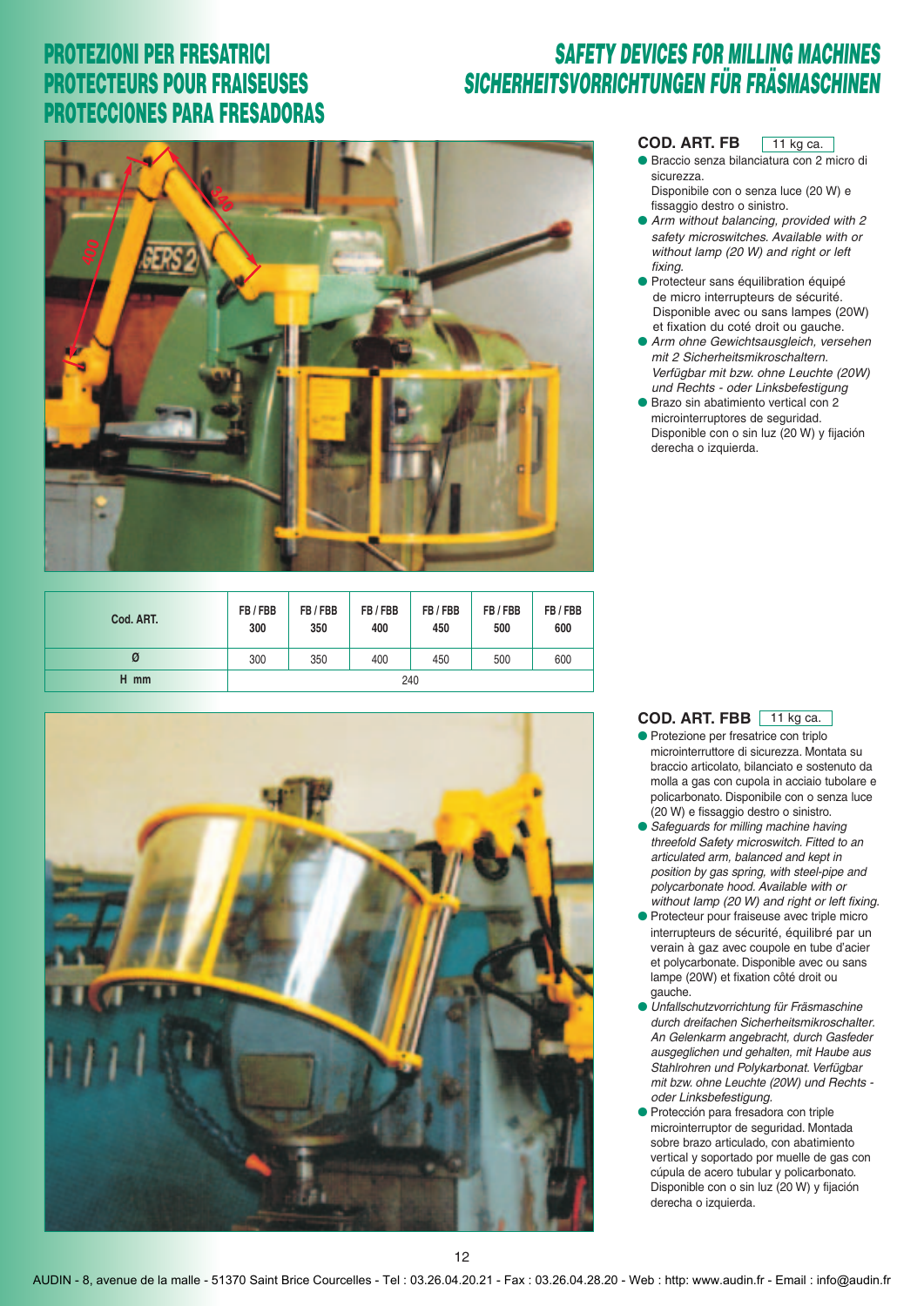# PROTEZIONI PER FRESATRICI
# PROTECTEURS POUR FRAISEUSES
# PROTECCIONES PARA FRESADORAS

# *SAFETY DEVICES FOR MILLING MACHINES*
# *SICHERHEITSVORRICHTUNGEN FÜR FRÄSMASCHINEN*

### COD. ART. FB — 11 kg ca.

- Braccio senza bilanciatura con 2 micro di sicurezza.
  Disponibile con o senza luce (20 W) e fissaggio destro o sinistro.
- *Arm without balancing, provided with 2 safety microswitches. Available with or without lamp (20 W) and right or left fixing.*
- Protecteur sans équilibration équipé de micro interrupteurs de sécurité.
  Disponible avec ou sans lampes (20W) et fixation du coté droit ou gauche.
- *Arm ohne Gewichtsausgleich, versehen mit 2 Sicherheitsmikroschaltern. Verfügbar mit bzw. ohne Leuchte (20W) und Rechts - oder Linksbefestigung*
- Brazo sin abatimiento vertical con 2 microinterruptores de seguridad.
  Disponible con o sin luz (20 W) y fijación derecha o izquierda.

| Cod. ART. | FB / FBB 300 | FB / FBB 350 | FB / FBB 400 | FB / FBB 450 | FB / FBB 500 | FB / FBB 600 |
|---|---|---|---|---|---|---|
| Ø | 300 | 350 | 400 | 450 | 500 | 600 |
| H mm | 240 | | | | | |

### COD. ART. FBB — 11 kg ca.

- Protezione per fresatrice con triplo microinterruttore di sicurezza. Montata su braccio articolato, bilanciato e sostenuto da molla a gas con cupola in acciaio tubolare e policarbonato. Disponibile con o senza luce (20 W) e fissaggio destro o sinistro.
- *Safeguards for milling machine having threefold Safety microswitch. Fitted to an articulated arm, balanced and kept in position by gas spring, with steel-pipe and polycarbonate hood. Available with or without lamp (20 W) and right or left fixing.*
- Protecteur pour fraiseuse avec triple micro interrupteurs de sécurité, équilibré par un verain à gaz avec coupole en tube d'acier et polycarbonate. Disponible avec ou sans lampe (20W) et fixation côté droit ou gauche.
- *Unfallschutzvorrichtung für Fräsmaschine durch dreifachen Sicherheitsmikroschalter. An Gelenkarm angebracht, durch Gasfeder ausgeglichen und gehalten, mit Haube aus Stahlrohren und Polykarbonat. Verfügbar mit bzw. ohne Leuchte (20W) und Rechts - oder Linksbefestigung.*
- Protección para fresadora con triple microinterruptor de seguridad. Montada sobre brazo articulado, con abatimiento vertical y soportado por muelle de gas con cúpula de acero tubular y policarbonato. Disponible con o sin luz (20 W) y fijación derecha o izquierda.

AUDIN - 8, avenue de la malle - 51370 Saint Brice Courcelles - Tel : 03.26.04.20.21 - Fax : 03.26.04.28.20 - Web : http: www.audin.fr - Email : info@audin.fr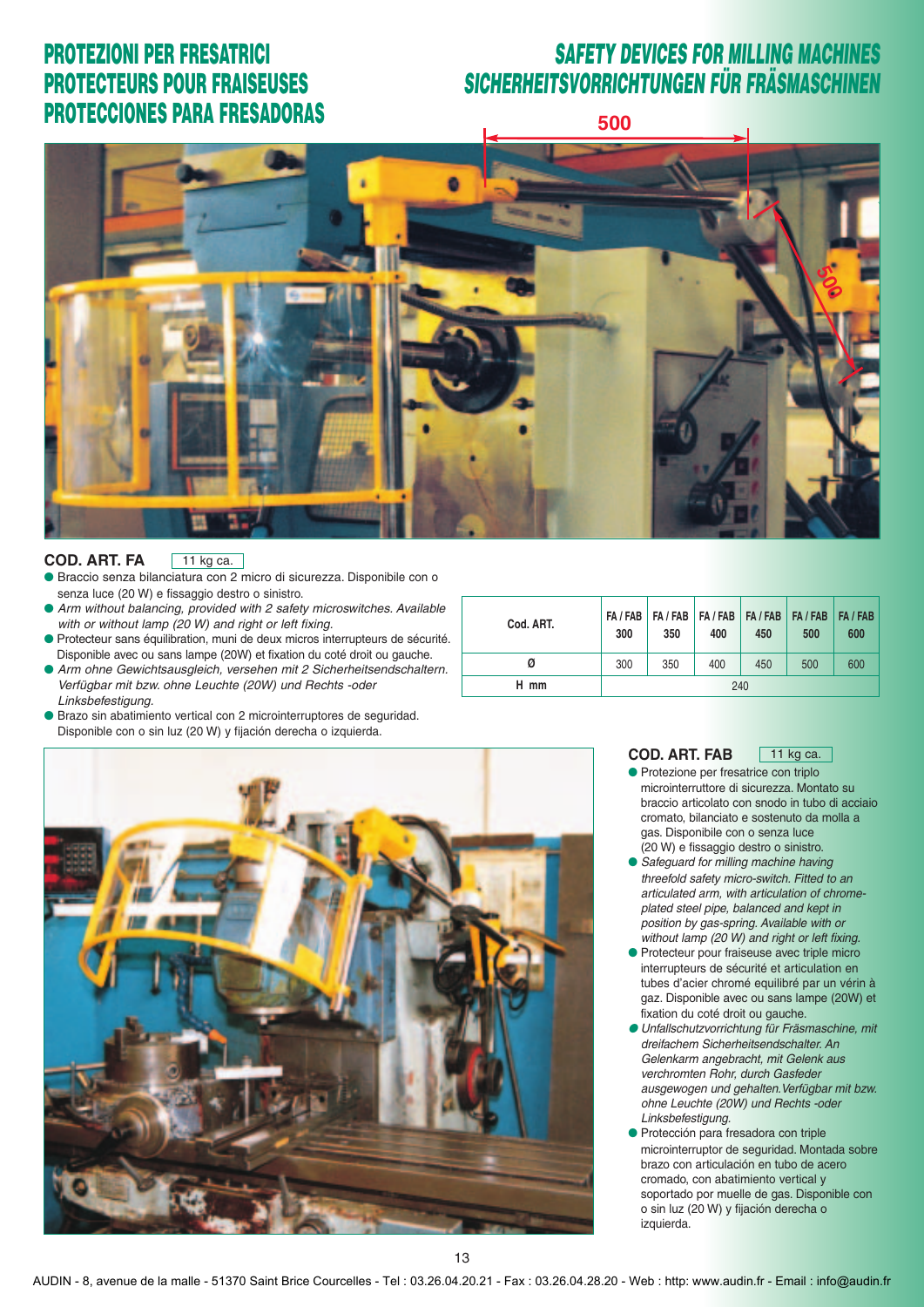# PROTEZIONI PER FRESATRICI
# PROTECTEURS POUR FRAISEUSES
# PROTECCIONES PARA FRESADORAS

# SAFETY DEVICES FOR MILLING MACHINES
# SICHERHEITSVORRICHTUNGEN FÜR FRÄSMASCHINEN

## COD. ART. FA

11 kg ca.

- Braccio senza bilanciatura con 2 micro di sicurezza. Disponibile con o senza luce (20 W) e fissaggio destro o sinistro.
- *Arm without balancing, provided with 2 safety microswitches. Available with or without lamp (20 W) and right or left fixing.*
- Protecteur sans équilibration, muni de deux micros interrupteurs de sécurité. Disponible avec ou sans lampe (20W) et fixation du coté droit ou gauche.
- *Arm ohne Gewichtsausgleich, versehen mit 2 Sicherheitsendschaltern. Verfügbar mit bzw. ohne Leuchte (20W) und Rechts -oder Linksbefestigung.*
- Brazo sin abatimiento vertical con 2 microinterruptores de seguridad. Disponible con o sin luz (20 W) y fijación derecha o izquierda.

| Cod. ART. | FA / FAB 300 | FA / FAB 350 | FA / FAB 400 | FA / FAB 450 | FA / FAB 500 | FA / FAB 600 |
|---|---|---|---|---|---|---|
| Ø | 300 | 350 | 400 | 450 | 500 | 600 |
| H mm | 240 | | | | | |

## COD. ART. FAB

11 kg ca.

- Protezione per fresatrice con triplo microinterruttore di sicurezza. Montato su braccio articolato con snodo in tubo di acciaio cromato, bilanciato e sostenuto da molla a gas. Disponibile con o senza luce (20 W) e fissaggio destro o sinistro.
- *Safeguard for milling machine having threefold safety micro-switch. Fitted to an articulated arm, with articulation of chrome-plated steel pipe, balanced and kept in position by gas-spring. Available with or without lamp (20 W) and right or left fixing.*
- Protecteur pour fraiseuse avec triple micro interrupteurs de sécurité et articulation en tubes d'acier chromé equilibré par un vérin à gaz. Disponible avec ou sans lampe (20W) et fixation du coté droit ou gauche.
- *Unfallschutzvorrichtung für Fräsmaschine, mit dreifachem Sicherheitsendschalter. An Gelenkarm angebracht, mit Gelenk aus verchromten Rohr, durch Gasfeder ausgewogen und gehalten. Verfügbar mit bzw. ohne Leuchte (20W) und Rechts -oder Linksbefestigung.*
- Protección para fresadora con triple microinterruptor de seguridad. Montada sobre brazo con articulación en tubo de acero cromado, con abatimiento vertical y soportado por muelle de gas. Disponible con o sin luz (20 W) y fijación derecha o izquierda.

AUDIN - 8, avenue de la malle - 51370 Saint Brice Courcelles - Tel : 03.26.04.20.21 - Fax : 03.26.04.28.20 - Web : http: www.audin.fr - Email : info@audin.fr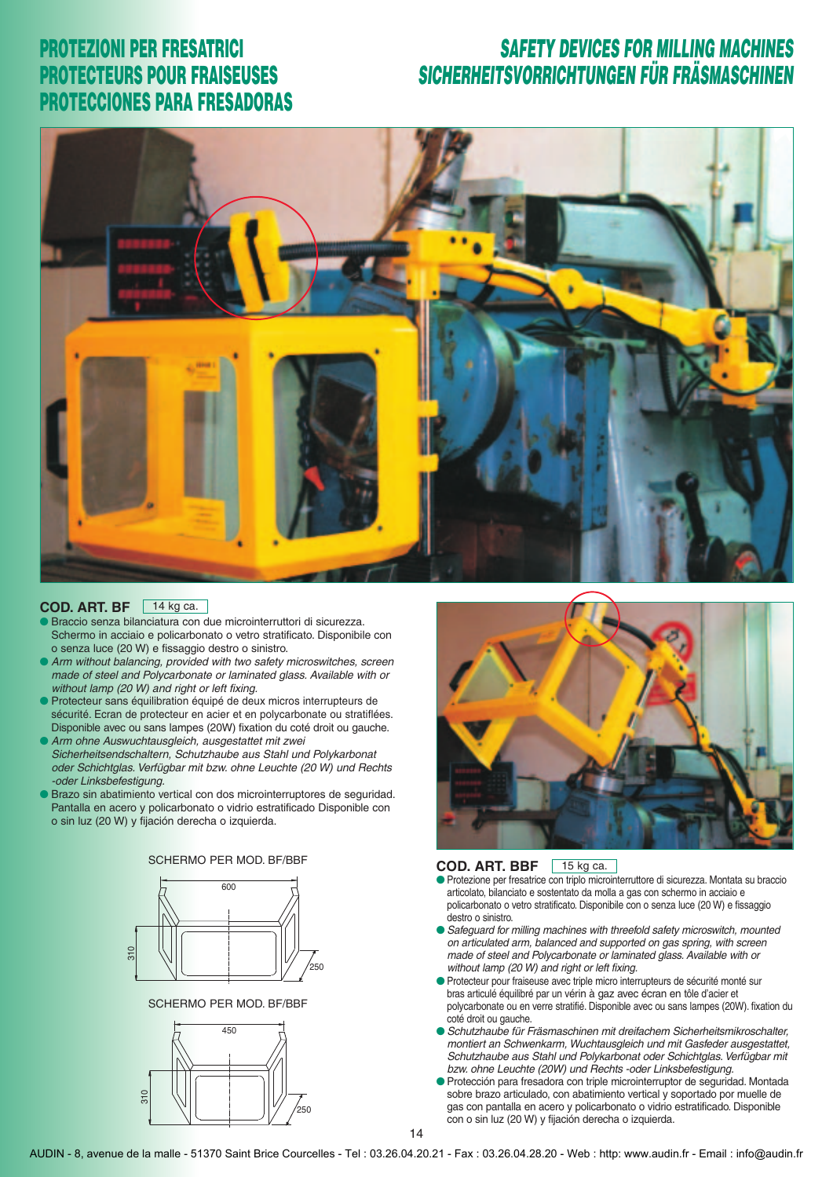# PROTEZIONI PER FRESATRICI
# PROTECTEURS POUR FRAISEUSES
# PROTECCIONES PARA FRESADORAS

# SAFETY DEVICES FOR MILLING MACHINES
# SICHERHEITSVORRICHTUNGEN FÜR FRÄSMASCHINEN

## COD. ART. BF 14 kg ca.

- Braccio senza bilanciatura con due microinterruttori di sicurezza. Schermo in acciaio e policarbonato o vetro stratificato. Disponibile con o senza luce (20 W) e fissaggio destro o sinistro.
- *Arm without balancing, provided with two safety microswitches, screen made of steel and Polycarbonate or laminated glass. Available with or without lamp (20 W) and right or left fixing.*
- Protecteur sans équilibration équipé de deux micros interrupteurs de sécurité. Ecran de protecteur en acier et en polycarbonate ou stratiflées. Disponible avec ou sans lampes (20W) fixation du coté droit ou gauche.
- *Arm ohne Auswuchtausgleich, ausgestattet mit zwei Sicherheitsendschaltern, Schutzhaube aus Stahl und Polykarbonat oder Schichtglas. Verfügbar mit bzw. ohne Leuchte (20 W) und Rechts -oder Linksbefestigung.*
- Brazo sin abatimiento vertical con dos microinterruptores de seguridad. Pantalla en acero y policarbonato o vidrio estratificado Disponible con o sin luz (20 W) y fijación derecha o izquierda.

SCHERMO PER MOD. BF/BBF

600 — 310 — 250

SCHERMO PER MOD. BF/BBF

450 — 310 — 250

## COD. ART. BBF 15 kg ca.

- Protezione per fresatrice con triplo microinterruttore di sicurezza. Montata su braccio articolato, bilanciato e sostentato da molla a gas con schermo in acciaio e policarbonato o vetro stratificato. Disponibile con o senza luce (20 W) e fissaggio destro o sinistro.
- *Safeguard for milling machines with threefold safety microswitch, mounted on articulated arm, balanced and supported on gas spring, with screen made of steel and Polycarbonate or laminated glass. Available with or without lamp (20 W) and right or left fixing.*
- Protecteur pour fraiseuse avec triple micro interrupteurs de sécurité monté sur bras articulé équilibré par un vérin à gaz avec écran en tôle d'acier et polycarbonate ou en verre stratifié. Disponible avec ou sans lampes (20W). fixation du coté droit ou gauche.
- *Schutzhaube für Fräsmaschinen mit dreifachem Sicherheitsmikroschalter, montiert an Schwenkarm, Wuchtausgleich und mit Gasfeder ausgestattet, Schutzhaube aus Stahl und Polykarbonat oder Schichtglas. Verfügbar mit bzw. ohne Leuchte (20W) und Rechts -oder Linksbefestigung.*
- Protección para fresadora con triple microinterruptor de seguridad. Montada sobre brazo articulado, con abatimiento vertical y soportado por muelle de gas con pantalla en acero y policarbonato o vidrio estratificado. Disponible con o sin luz (20 W) y fijación derecha o izquierda.

AUDIN - 8, avenue de la malle - 51370 Saint Brice Courcelles - Tel : 03.26.04.20.21 - Fax : 03.26.04.28.20 - Web : http: www.audin.fr - Email : info@audin.fr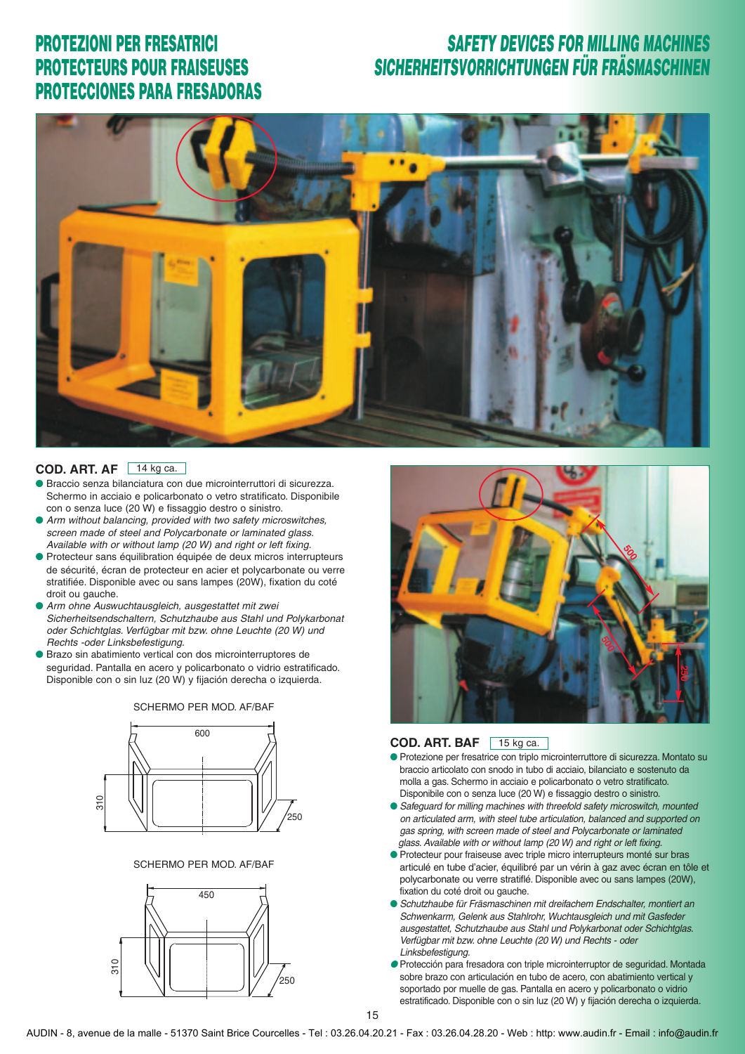# PROTEZIONI PER FRESATRICI
# PROTECTEURS POUR FRAISEUSES
# PROTECCIONES PARA FRESADORAS

# *SAFETY DEVICES FOR MILLING MACHINES*
# *SICHERHEITSVORRICHTUNGEN FÜR FRÄSMASCHINEN*

## COD. ART. AF

14 kg ca.

- Braccio senza bilanciatura con due microinterruttori di sicurezza. Schermo in acciaio e policarbonato o vetro stratificato. Disponibile con o senza luce (20 W) e fissaggio destro o sinistro.
- *Arm without balancing, provided with two safety microswitches, screen made of steel and Polycarbonate or laminated glass. Available with or without lamp (20 W) and right or left fixing.*
- Protecteur sans équilibration équipée de deux micros interrupteurs de sécurité, écran de protecteur en acier et polycarbonate ou verre stratifiée. Disponible avec ou sans lampes (20W), fixation du coté droit ou gauche.
- *Arm ohne Auswuchtausgleich, ausgestattet mit zwei Sicherheitsendschaltern, Schutzhaube aus Stahl und Polykarbonat oder Schichtglas. Verfügbar mit bzw. ohne Leuchte (20 W) und Rechts -oder Linksbefestigung.*
- Brazo sin abatimiento vertical con dos microinterruptores de seguridad. Pantalla en acero y policarbonato o vidrio estratificado. Disponible con o sin luz (20 W) y fijación derecha o izquierda.

SCHERMO PER MOD. AF/BAF

600 — 310 — 250

SCHERMO PER MOD. AF/BAF

450 — 310 — 250

## COD. ART. BAF

15 kg ca.

- Protezione per fresatrice con triplo microinterruttore di sicurezza. Montato su braccio articolato con snodo in tubo di acciaio, bilanciato e sostenuto da molla a gas. Schermo in acciaio e policarbonato o vetro stratificato. Disponibile con o senza luce (20 W) e fissaggio destro o sinistro.
- *Safeguard for milling machines with threefold safety microswitch, mounted on articulated arm, with steel tube articulation, balanced and supported on gas spring, with screen made of steel and Polycarbonate or laminated glass. Available with or without lamp (20 W) and right or left fixing.*
- Protecteur pour fraiseuse avec triple micro interrupteurs monté sur bras articulé en tube d'acier, équilibré par un vérin à gaz avec écran en tôle et polycarbonate ou verre stratifié. Disponible avec ou sans lampes (20W), fixation du coté droit ou gauche.
- *Schutzhaube für Fräsmaschinen mit dreifachem Endschalter, montiert an Schwenkarm, Gelenk aus Stahlrohr, Wuchtausgleich und mit Gasfeder ausgestattet, Schutzhaube aus Stahl und Polykarbonat oder Schichtglas. Verfügbar mit bzw. ohne Leuchte (20 W) und Rechts - oder Linksbefestigung.*
- Protección para fresadora con triple microinterruptor de seguridad. Montada sobre brazo con articulación en tubo de acero, con abatimiento vertical y soportado por muelle de gas. Pantalla en acero y policarbonato o vidrio estratificado. Disponible con o sin luz (20 W) y fijación derecha o izquierda.

AUDIN - 8, avenue de la malle - 51370 Saint Brice Courcelles - Tel : 03.26.04.20.21 - Fax : 03.26.04.28.20 - Web : http: www.audin.fr - Email : info@audin.fr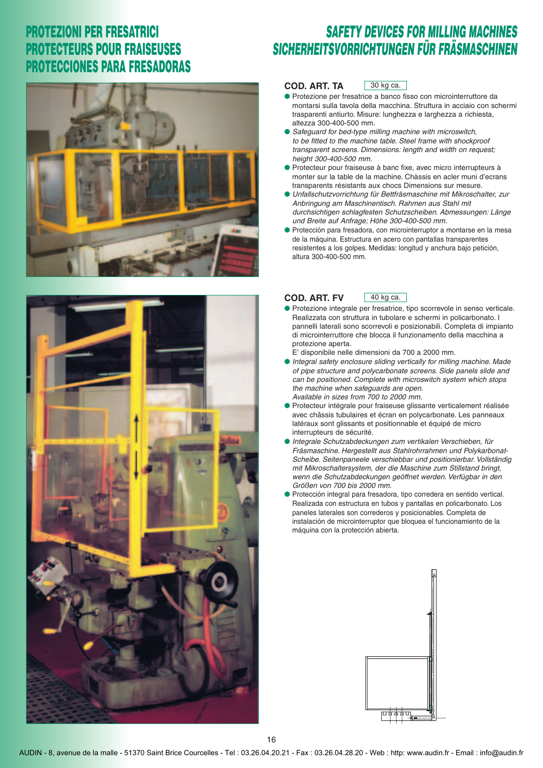# PROTEZIONI PER FRESATRICI
# PROTECTEURS POUR FRAISEUSES
# PROTECCIONES PARA FRESADORAS

# *SAFETY DEVICES FOR MILLING MACHINES*
# *SICHERHEITSVORRICHTUNGEN FÜR FRÄSMASCHINEN*

## COD. ART. TA

30 kg ca.

- Protezione per fresatrice a banco fisso con microinterruttore da montarsi sulla tavola della macchina. Struttura in acciaio con schermi trasparenti antiurto. Misure: lunghezza e larghezza a richiesta, altezza 300-400-500 mm.
- *Safeguard for bed-type milling machine with microswitch, to be fitted to the machine table. Steel frame with shockproof transparent screens. Dimensions: length and width on request; height 300-400-500 mm.*
- Protecteur pour fraiseuse à banc fixe, avec micro interrupteurs à monter sur la table de la machine. Chàssis en acler muni d'ecrans transparents résistants aux chocs Dimensions sur mesure.
- *Unfallschutzvorrichtung für Bettfräsmaschine mit Mikroschalter, zur Anbringung am Maschinentisch. Rahmen aus Stahl mit durchsichtigen schlagfesten Schutzscheiben. Abmessungen: Länge und Breite auf Anfrage; Höhe 300-400-500 mm.*
- Protección para fresadora, con microinterruptor a montarse en la mesa de la máquina. Estructura en acero con pantallas transparentes resistentes a los golpes. Medidas: longitud y anchura bajo petición, altura 300-400-500 mm.

## COD. ART. FV

40 kg ca.

- Protezione integrale per fresatrice, tipo scorrevole in senso verticale. Realizzata con struttura in tubolare e schermi in policarbonato. I pannelli laterali sono scorrevoli e posizionabili. Completa di impianto di microinterruttore che blocca il funzionamento della macchina a protezione aperta.
  E' disponibile nelle dimensioni da 700 a 2000 mm.
- *Integral safety enclosure sliding vertically for milling machine. Made of pipe structure and polycarbonate screens. Side panels slide and can be positioned. Complete with microswitch system which stops the machine when safeguards are open.*
  *Available in sizes from 700 to 2000 mm.*
- Protecteur intégrale pour fraiseuse glissante verticalement réalisée avec châssis tubulaires et écran en polycarbonate. Les panneaux latéraux sont glissants et positionnable et équipé de micro interrupteurs de sécurité.
- *Integrale Schutzabdeckungen zum vertikalen Verschieben, für Fräsmaschine. Hergestellt aus Stahlrohrrahmen und Polykarbonat-Scheibe. Seitenpaneele verschiebbar und positionierbar. Vollständig mit Mikroschaltersystem, der die Maschine zum Stillstand bringt, wenn die Schutzabdeckungen geöffnet werden. Verfügbar in den Größen von 700 bis 2000 mm.*
- Protección integral para fresadora, tipo corredera en sentido vertical. Realizada con estructura en tubos y pantallas en policarbonato. Los paneles laterales son correderos y posicionables. Completa de instalación de microinterruptor que bloquea el funcionamiento de la máquina con la protección abierta.

AUDIN - 8, avenue de la malle - 51370 Saint Brice Courcelles - Tel : 03.26.04.20.21 - Fax : 03.26.04.28.20 - Web : http: www.audin.fr - Email : info@audin.fr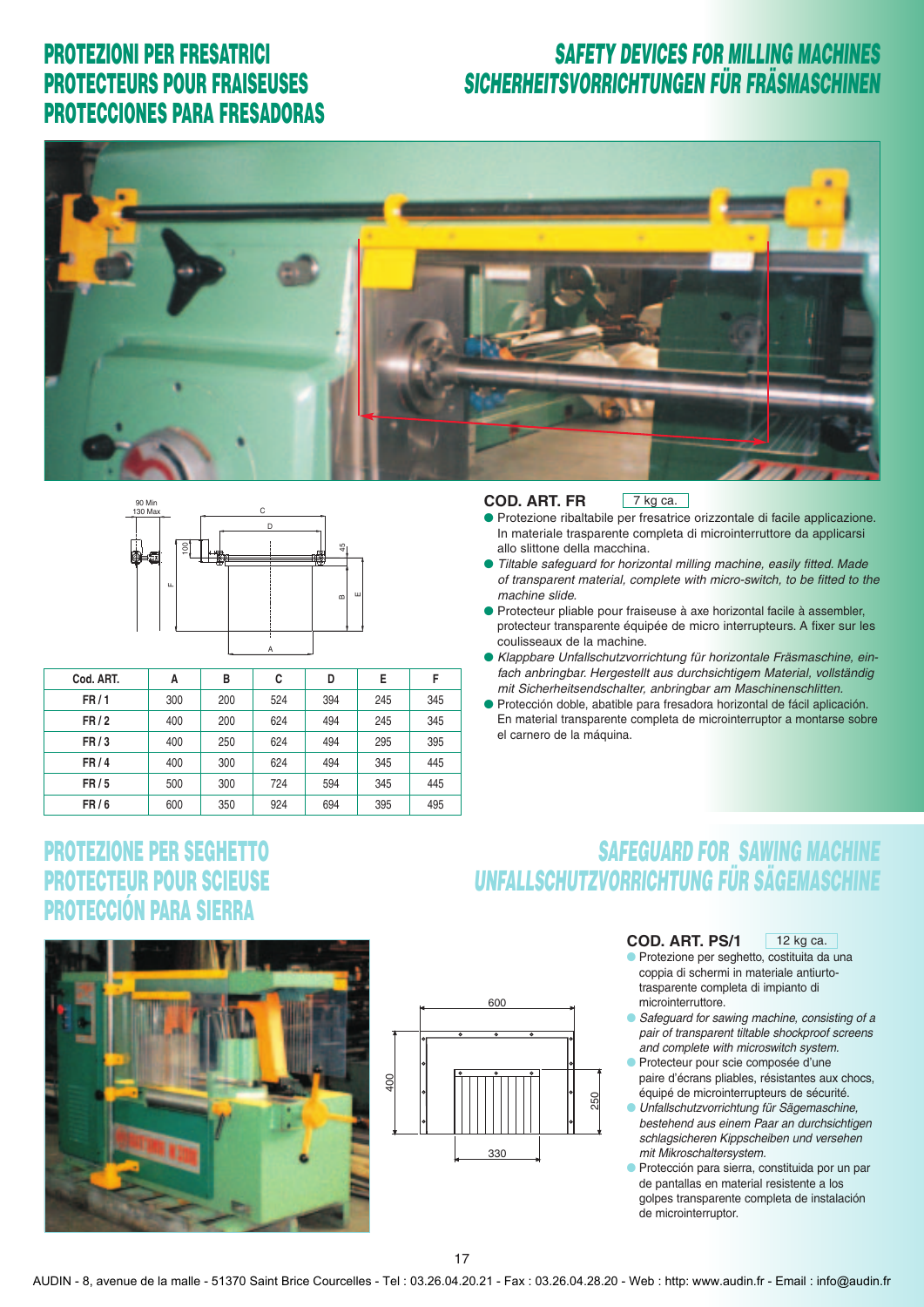# PROTEZIONI PER FRESATRICI
# PROTECTEURS POUR FRAISEUSES
# PROTECCIONES PARA FRESADORAS

# SAFETY DEVICES FOR MILLING MACHINES
# SICHERHEITSVORRICHTUNGEN FÜR FRÄSMASCHINEN

90 Min
130 Max
C
D
100
45
F
B
E
A

| Cod. ART. | A | B | C | D | E | F |
|---|---|---|---|---|---|---|
| FR / 1 | 300 | 200 | 524 | 394 | 245 | 345 |
| FR / 2 | 400 | 200 | 624 | 494 | 245 | 345 |
| FR / 3 | 400 | 250 | 624 | 494 | 295 | 395 |
| FR / 4 | 400 | 300 | 624 | 494 | 345 | 445 |
| FR / 5 | 500 | 300 | 724 | 594 | 345 | 445 |
| FR / 6 | 600 | 350 | 924 | 694 | 395 | 495 |

**COD. ART. FR** 7 kg ca.

- Protezione ribaltabile per fresatrice orizzontale di facile applicazione. In materiale trasparente completa di microinterruttore da applicarsi allo slittone della macchina.
- *Tiltable safeguard for horizontal milling machine, easily fitted. Made of transparent material, complete with micro-switch, to be fitted to the machine slide.*
- Protecteur pliable pour fraiseuse à axe horizontal facile à assembler, protecteur transparente équipée de micro interrupteurs. A fixer sur les coulisseaux de la machine.
- *Klappbare Unfallschutzvorrichtung für horizontale Fräsmaschine, einfach anbringbar. Hergestellt aus durchsichtigem Material, vollständig mit Sicherheitsendschalter, anbringbar am Maschinenschlitten.*
- Protección doble, abatible para fresadora horizontal de fácil aplicación. En material transparente completa de microinterruptor a montarse sobre el carnero de la máquina.

# PROTEZIONE PER SEGHETTO
# PROTECTEUR POUR SCIEUSE
# PROTECCIÓN PARA SIERRA

# SAFEGUARD FOR SAWING MACHINE
# UNFALLSCHUTZVORRICHTUNG FÜR SÄGEMASCHINE

600
400
250
330

**COD. ART. PS/1** 12 kg ca.

- Protezione per seghetto, costituita da una coppia di schermi in materiale antiurto-trasparente completa di impianto di microinterruttore.
- *Safeguard for sawing machine, consisting of a pair of transparent tiltable shockproof screens and complete with microswitch system.*
- Protecteur pour scie composée d'une paire d'écrans pliables, résistantes aux chocs, équipé de microinterrupteurs de sécurité.
- *Unfallschutzvorrichtung für Sägemaschine, bestehend aus einem Paar an durchsichtigen schlagsicheren Kippscheiben und versehen mit Mikroschaltersystem.*
- Protección para sierra, constituida por un par de pantallas en material resistente a los golpes transparente completa de instalación de microinterruptor.

AUDIN - 8, avenue de la malle - 51370 Saint Brice Courcelles - Tel : 03.26.04.20.21 - Fax : 03.26.04.28.20 - Web : http: www.audin.fr - Email : info@audin.fr